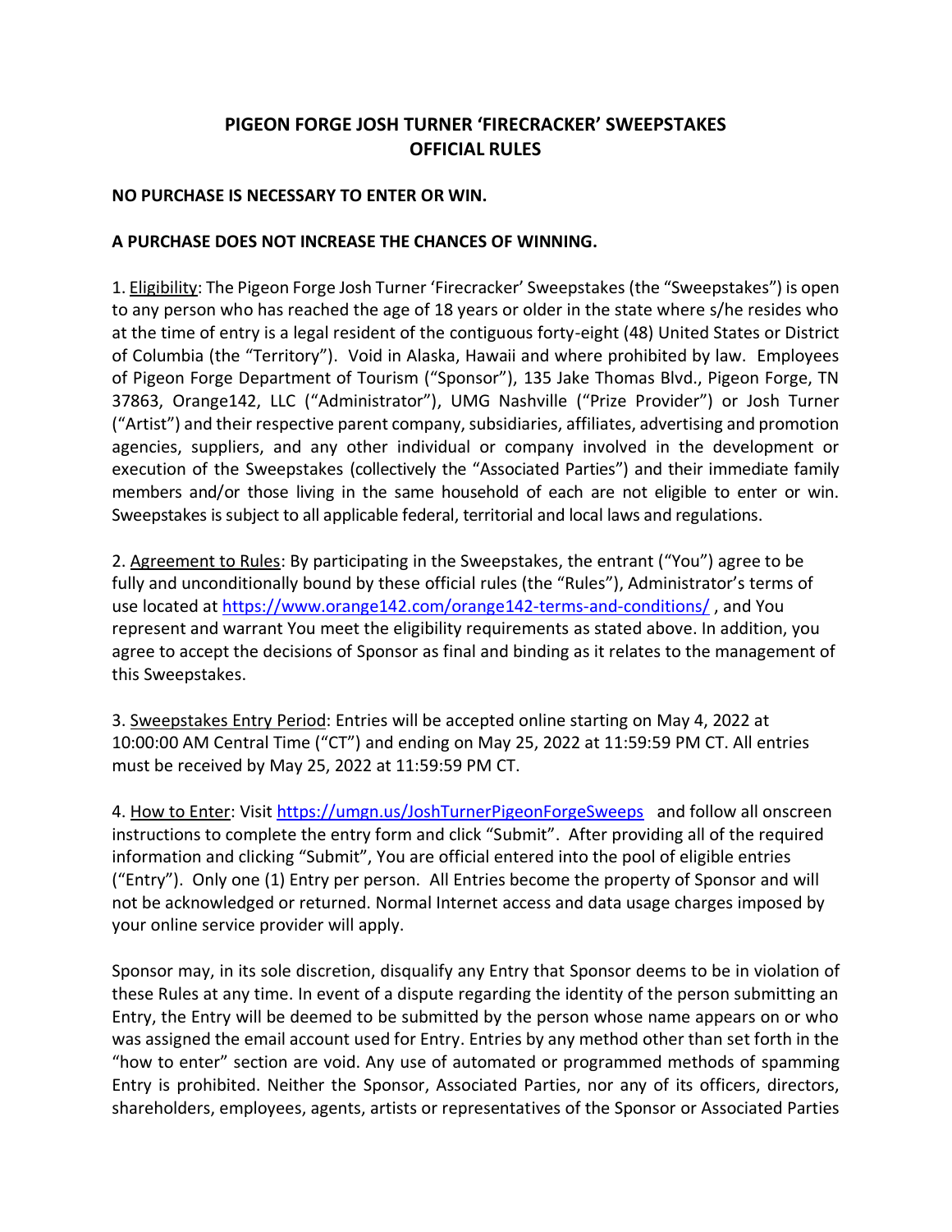# PIGEON FORGE JOSH TURNER 'FIRECRACKER' SWEEPSTAKES
# OFFICIAL RULES

**NO PURCHASE IS NECESSARY TO ENTER OR WIN.**

**A PURCHASE DOES NOT INCREASE THE CHANCES OF WINNING.**

1. Eligibility: The Pigeon Forge Josh Turner 'Firecracker' Sweepstakes (the "Sweepstakes") is open to any person who has reached the age of 18 years or older in the state where s/he resides who at the time of entry is a legal resident of the contiguous forty-eight (48) United States or District of Columbia (the "Territory"). Void in Alaska, Hawaii and where prohibited by law. Employees of Pigeon Forge Department of Tourism ("Sponsor"), 135 Jake Thomas Blvd., Pigeon Forge, TN 37863, Orange142, LLC ("Administrator"), UMG Nashville ("Prize Provider") or Josh Turner ("Artist") and their respective parent company, subsidiaries, affiliates, advertising and promotion agencies, suppliers, and any other individual or company involved in the development or execution of the Sweepstakes (collectively the "Associated Parties") and their immediate family members and/or those living in the same household of each are not eligible to enter or win. Sweepstakes is subject to all applicable federal, territorial and local laws and regulations.

2. Agreement to Rules: By participating in the Sweepstakes, the entrant ("You") agree to be fully and unconditionally bound by these official rules (the "Rules"), Administrator's terms of use located at https://www.orange142.com/orange142-terms-and-conditions/ , and You represent and warrant You meet the eligibility requirements as stated above. In addition, you agree to accept the decisions of Sponsor as final and binding as it relates to the management of this Sweepstakes.

3. Sweepstakes Entry Period: Entries will be accepted online starting on May 4, 2022 at 10:00:00 AM Central Time ("CT") and ending on May 25, 2022 at 11:59:59 PM CT. All entries must be received by May 25, 2022 at 11:59:59 PM CT.

4. How to Enter: Visit https://umgn.us/JoshTurnerPigeonForgeSweeps and follow all onscreen instructions to complete the entry form and click "Submit". After providing all of the required information and clicking "Submit", You are official entered into the pool of eligible entries ("Entry"). Only one (1) Entry per person. All Entries become the property of Sponsor and will not be acknowledged or returned. Normal Internet access and data usage charges imposed by your online service provider will apply.

Sponsor may, in its sole discretion, disqualify any Entry that Sponsor deems to be in violation of these Rules at any time. In event of a dispute regarding the identity of the person submitting an Entry, the Entry will be deemed to be submitted by the person whose name appears on or who was assigned the email account used for Entry. Entries by any method other than set forth in the "how to enter" section are void. Any use of automated or programmed methods of spamming Entry is prohibited. Neither the Sponsor, Associated Parties, nor any of its officers, directors, shareholders, employees, agents, artists or representatives of the Sponsor or Associated Parties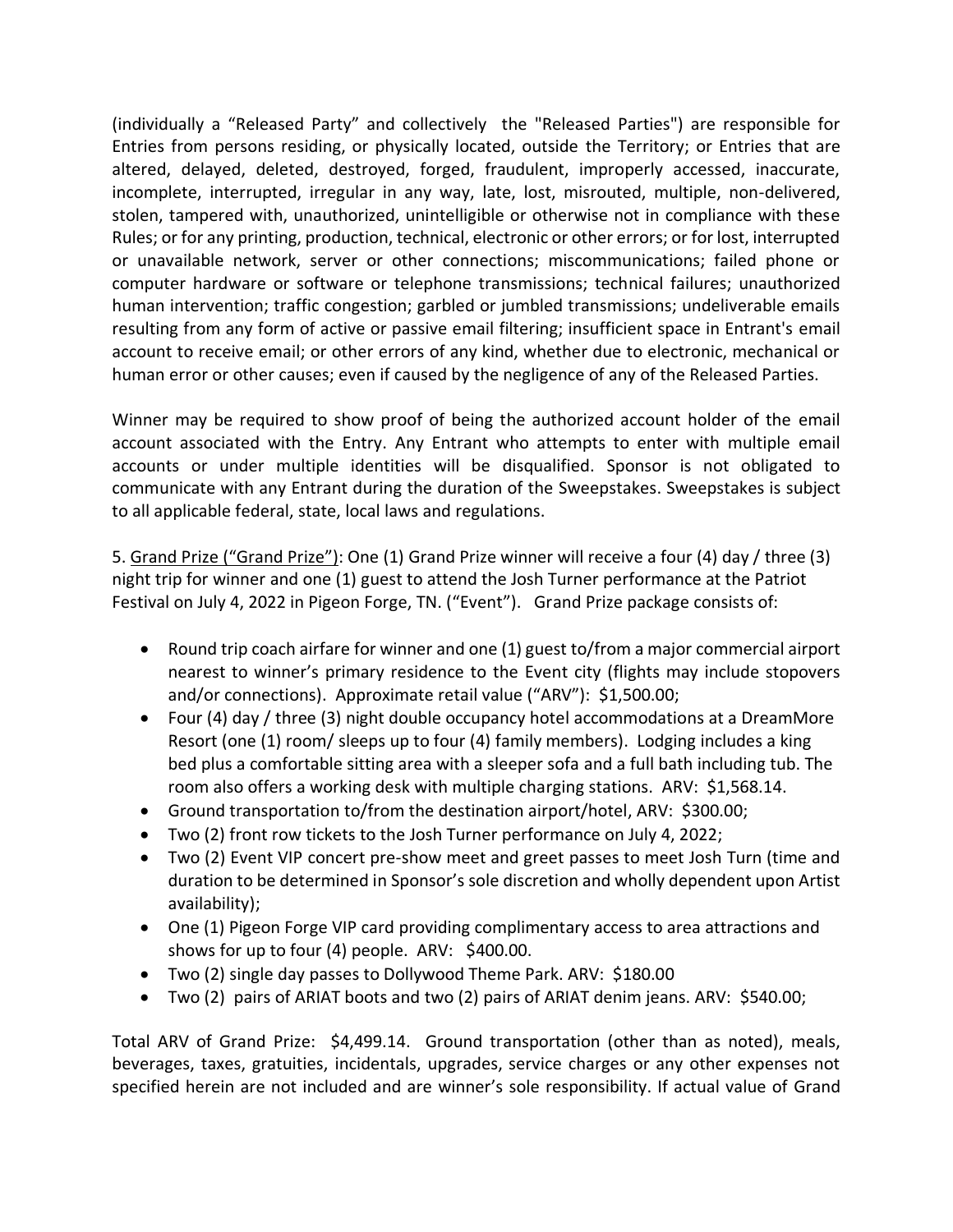(individually a "Released Party" and collectively the "Released Parties") are responsible for Entries from persons residing, or physically located, outside the Territory; or Entries that are altered, delayed, deleted, destroyed, forged, fraudulent, improperly accessed, inaccurate, incomplete, interrupted, irregular in any way, late, lost, misrouted, multiple, non-delivered, stolen, tampered with, unauthorized, unintelligible or otherwise not in compliance with these Rules; or for any printing, production, technical, electronic or other errors; or for lost, interrupted or unavailable network, server or other connections; miscommunications; failed phone or computer hardware or software or telephone transmissions; technical failures; unauthorized human intervention; traffic congestion; garbled or jumbled transmissions; undeliverable emails resulting from any form of active or passive email filtering; insufficient space in Entrant's email account to receive email; or other errors of any kind, whether due to electronic, mechanical or human error or other causes; even if caused by the negligence of any of the Released Parties.

Winner may be required to show proof of being the authorized account holder of the email account associated with the Entry. Any Entrant who attempts to enter with multiple email accounts or under multiple identities will be disqualified. Sponsor is not obligated to communicate with any Entrant during the duration of the Sweepstakes. Sweepstakes is subject to all applicable federal, state, local laws and regulations.

5. <u>Grand Prize ("Grand Prize")</u>: One (1) Grand Prize winner will receive a four (4) day / three (3) night trip for winner and one (1) guest to attend the Josh Turner performance at the Patriot Festival on July 4, 2022 in Pigeon Forge, TN. ("Event"). Grand Prize package consists of:

- Round trip coach airfare for winner and one (1) guest to/from a major commercial airport nearest to winner's primary residence to the Event city (flights may include stopovers and/or connections). Approximate retail value ("ARV"): $1,500.00;
- Four (4) day / three (3) night double occupancy hotel accommodations at a DreamMore Resort (one (1) room/ sleeps up to four (4) family members). Lodging includes a king bed plus a comfortable sitting area with a sleeper sofa and a full bath including tub. The room also offers a working desk with multiple charging stations. ARV: $1,568.14.
- Ground transportation to/from the destination airport/hotel, ARV: $300.00;
- Two (2) front row tickets to the Josh Turner performance on July 4, 2022;
- Two (2) Event VIP concert pre-show meet and greet passes to meet Josh Turn (time and duration to be determined in Sponsor's sole discretion and wholly dependent upon Artist availability);
- One (1) Pigeon Forge VIP card providing complimentary access to area attractions and shows for up to four (4) people. ARV: $400.00.
- Two (2) single day passes to Dollywood Theme Park. ARV: $180.00
- Two (2) pairs of ARIAT boots and two (2) pairs of ARIAT denim jeans. ARV: $540.00;

Total ARV of Grand Prize: $4,499.14. Ground transportation (other than as noted), meals, beverages, taxes, gratuities, incidentals, upgrades, service charges or any other expenses not specified herein are not included and are winner's sole responsibility. If actual value of Grand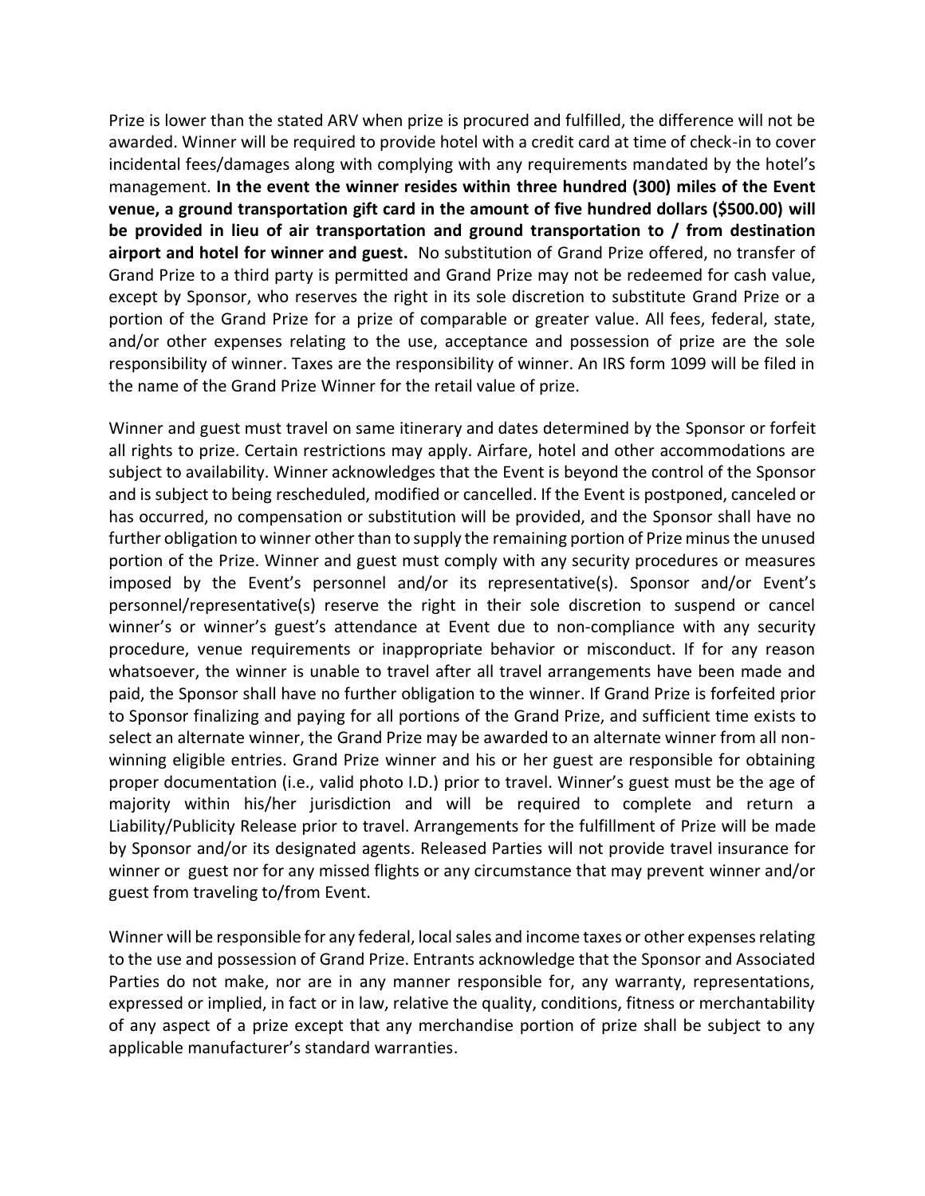Prize is lower than the stated ARV when prize is procured and fulfilled, the difference will not be awarded. Winner will be required to provide hotel with a credit card at time of check-in to cover incidental fees/damages along with complying with any requirements mandated by the hotel's management. **In the event the winner resides within three hundred (300) miles of the Event venue, a ground transportation gift card in the amount of five hundred dollars ($500.00) will be provided in lieu of air transportation and ground transportation to / from destination airport and hotel for winner and guest.** No substitution of Grand Prize offered, no transfer of Grand Prize to a third party is permitted and Grand Prize may not be redeemed for cash value, except by Sponsor, who reserves the right in its sole discretion to substitute Grand Prize or a portion of the Grand Prize for a prize of comparable or greater value. All fees, federal, state, and/or other expenses relating to the use, acceptance and possession of prize are the sole responsibility of winner. Taxes are the responsibility of winner. An IRS form 1099 will be filed in the name of the Grand Prize Winner for the retail value of prize.

Winner and guest must travel on same itinerary and dates determined by the Sponsor or forfeit all rights to prize. Certain restrictions may apply. Airfare, hotel and other accommodations are subject to availability. Winner acknowledges that the Event is beyond the control of the Sponsor and is subject to being rescheduled, modified or cancelled. If the Event is postponed, canceled or has occurred, no compensation or substitution will be provided, and the Sponsor shall have no further obligation to winner other than to supply the remaining portion of Prize minus the unused portion of the Prize. Winner and guest must comply with any security procedures or measures imposed by the Event's personnel and/or its representative(s). Sponsor and/or Event's personnel/representative(s) reserve the right in their sole discretion to suspend or cancel winner's or winner's guest's attendance at Event due to non-compliance with any security procedure, venue requirements or inappropriate behavior or misconduct. If for any reason whatsoever, the winner is unable to travel after all travel arrangements have been made and paid, the Sponsor shall have no further obligation to the winner. If Grand Prize is forfeited prior to Sponsor finalizing and paying for all portions of the Grand Prize, and sufficient time exists to select an alternate winner, the Grand Prize may be awarded to an alternate winner from all non-winning eligible entries. Grand Prize winner and his or her guest are responsible for obtaining proper documentation (i.e., valid photo I.D.) prior to travel. Winner's guest must be the age of majority within his/her jurisdiction and will be required to complete and return a Liability/Publicity Release prior to travel. Arrangements for the fulfillment of Prize will be made by Sponsor and/or its designated agents. Released Parties will not provide travel insurance for winner or guest nor for any missed flights or any circumstance that may prevent winner and/or guest from traveling to/from Event.

Winner will be responsible for any federal, local sales and income taxes or other expenses relating to the use and possession of Grand Prize. Entrants acknowledge that the Sponsor and Associated Parties do not make, nor are in any manner responsible for, any warranty, representations, expressed or implied, in fact or in law, relative the quality, conditions, fitness or merchantability of any aspect of a prize except that any merchandise portion of prize shall be subject to any applicable manufacturer's standard warranties.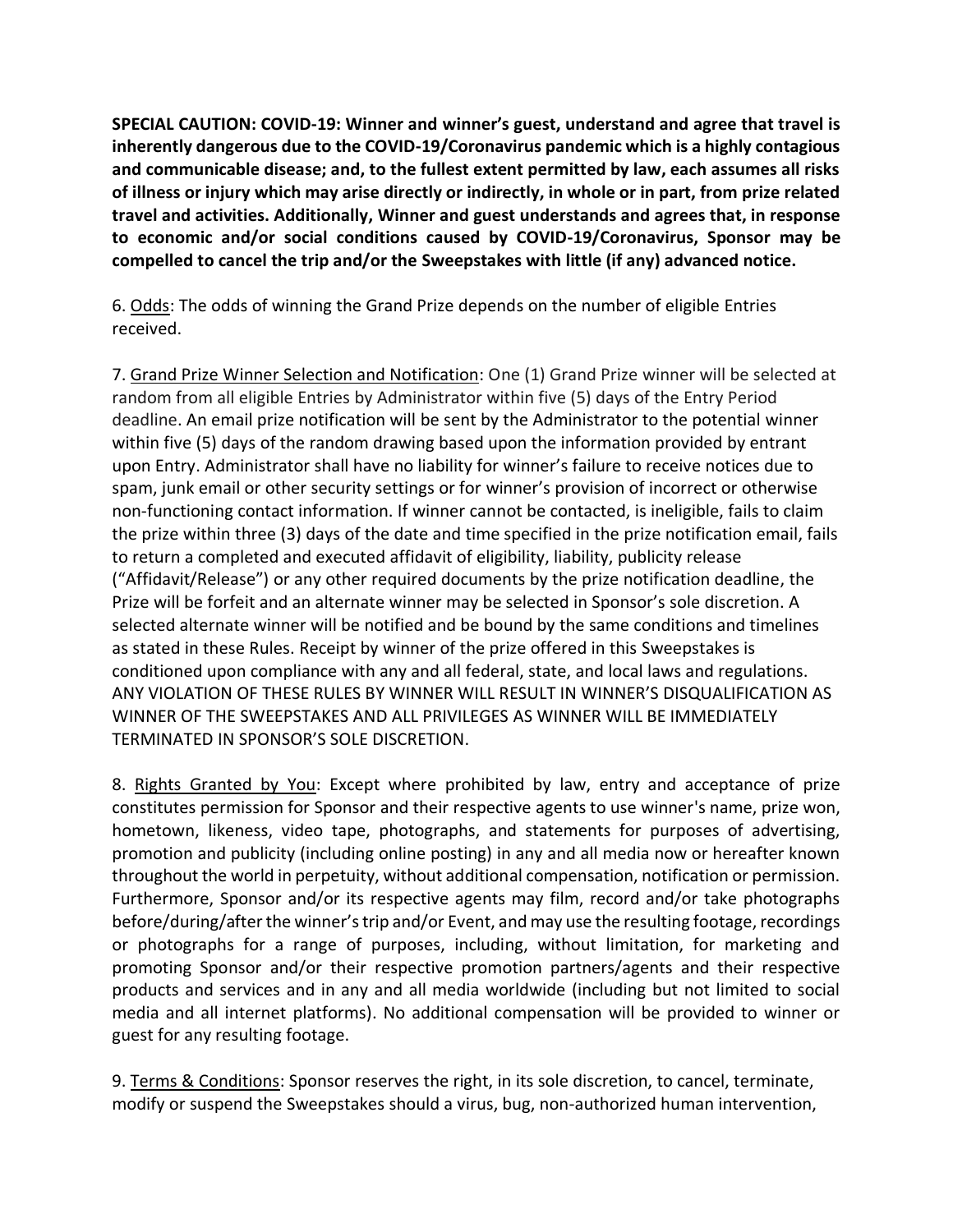**SPECIAL CAUTION: COVID-19: Winner and winner's guest, understand and agree that travel is inherently dangerous due to the COVID-19/Coronavirus pandemic which is a highly contagious and communicable disease; and, to the fullest extent permitted by law, each assumes all risks of illness or injury which may arise directly or indirectly, in whole or in part, from prize related travel and activities. Additionally, Winner and guest understands and agrees that, in response to economic and/or social conditions caused by COVID-19/Coronavirus, Sponsor may be compelled to cancel the trip and/or the Sweepstakes with little (if any) advanced notice.**

6. Odds: The odds of winning the Grand Prize depends on the number of eligible Entries received.

7. Grand Prize Winner Selection and Notification: One (1) Grand Prize winner will be selected at random from all eligible Entries by Administrator within five (5) days of the Entry Period deadline. An email prize notification will be sent by the Administrator to the potential winner within five (5) days of the random drawing based upon the information provided by entrant upon Entry. Administrator shall have no liability for winner's failure to receive notices due to spam, junk email or other security settings or for winner's provision of incorrect or otherwise non-functioning contact information. If winner cannot be contacted, is ineligible, fails to claim the prize within three (3) days of the date and time specified in the prize notification email, fails to return a completed and executed affidavit of eligibility, liability, publicity release ("Affidavit/Release") or any other required documents by the prize notification deadline, the Prize will be forfeit and an alternate winner may be selected in Sponsor's sole discretion. A selected alternate winner will be notified and be bound by the same conditions and timelines as stated in these Rules. Receipt by winner of the prize offered in this Sweepstakes is conditioned upon compliance with any and all federal, state, and local laws and regulations. ANY VIOLATION OF THESE RULES BY WINNER WILL RESULT IN WINNER'S DISQUALIFICATION AS WINNER OF THE SWEEPSTAKES AND ALL PRIVILEGES AS WINNER WILL BE IMMEDIATELY TERMINATED IN SPONSOR'S SOLE DISCRETION.

8. Rights Granted by You: Except where prohibited by law, entry and acceptance of prize constitutes permission for Sponsor and their respective agents to use winner's name, prize won, hometown, likeness, video tape, photographs, and statements for purposes of advertising, promotion and publicity (including online posting) in any and all media now or hereafter known throughout the world in perpetuity, without additional compensation, notification or permission. Furthermore, Sponsor and/or its respective agents may film, record and/or take photographs before/during/after the winner's trip and/or Event, and may use the resulting footage, recordings or photographs for a range of purposes, including, without limitation, for marketing and promoting Sponsor and/or their respective promotion partners/agents and their respective products and services and in any and all media worldwide (including but not limited to social media and all internet platforms). No additional compensation will be provided to winner or guest for any resulting footage.

9. Terms & Conditions: Sponsor reserves the right, in its sole discretion, to cancel, terminate, modify or suspend the Sweepstakes should a virus, bug, non-authorized human intervention,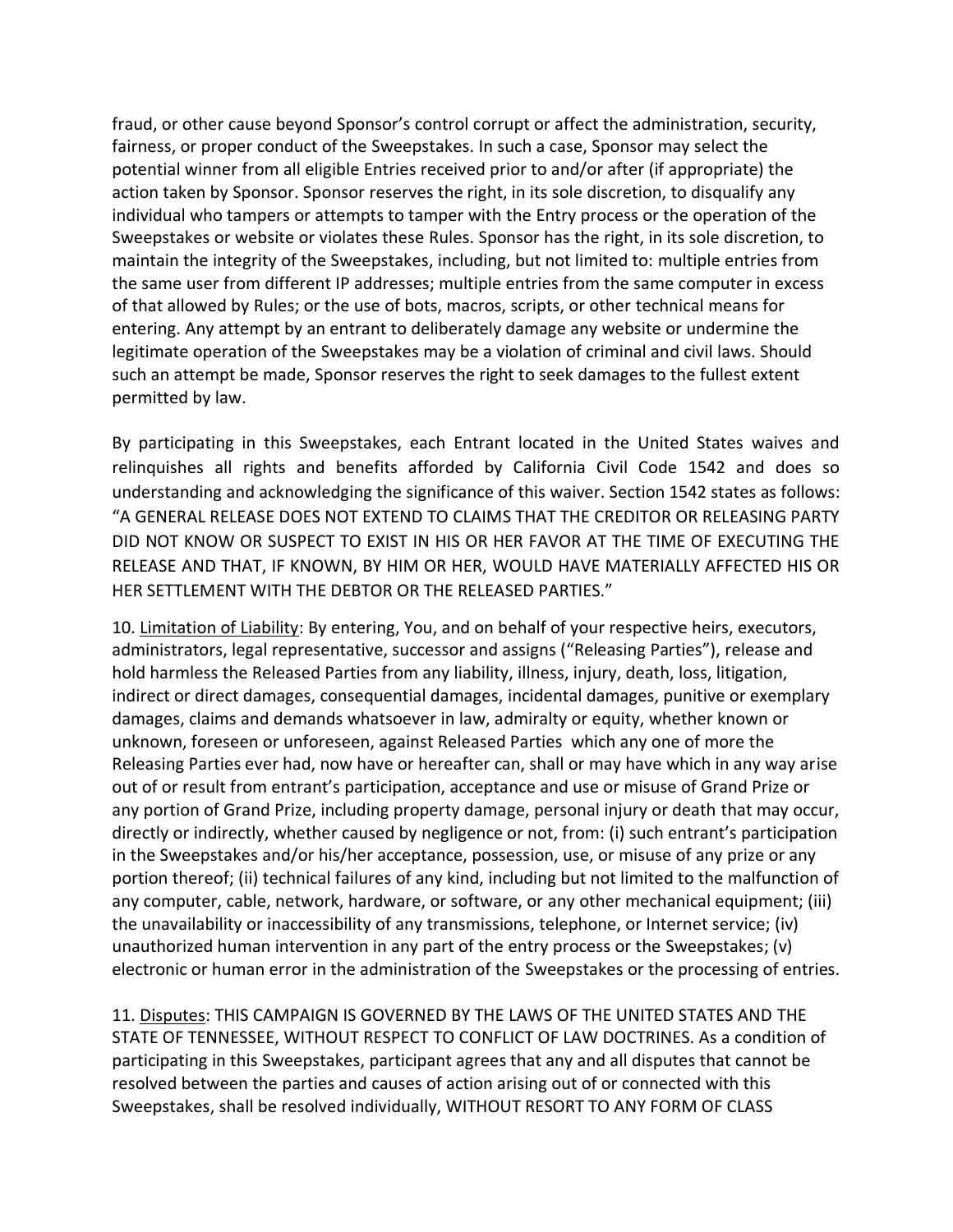fraud, or other cause beyond Sponsor's control corrupt or affect the administration, security, fairness, or proper conduct of the Sweepstakes. In such a case, Sponsor may select the potential winner from all eligible Entries received prior to and/or after (if appropriate) the action taken by Sponsor. Sponsor reserves the right, in its sole discretion, to disqualify any individual who tampers or attempts to tamper with the Entry process or the operation of the Sweepstakes or website or violates these Rules. Sponsor has the right, in its sole discretion, to maintain the integrity of the Sweepstakes, including, but not limited to: multiple entries from the same user from different IP addresses; multiple entries from the same computer in excess of that allowed by Rules; or the use of bots, macros, scripts, or other technical means for entering. Any attempt by an entrant to deliberately damage any website or undermine the legitimate operation of the Sweepstakes may be a violation of criminal and civil laws. Should such an attempt be made, Sponsor reserves the right to seek damages to the fullest extent permitted by law.

By participating in this Sweepstakes, each Entrant located in the United States waives and relinquishes all rights and benefits afforded by California Civil Code 1542 and does so understanding and acknowledging the significance of this waiver. Section 1542 states as follows: "A GENERAL RELEASE DOES NOT EXTEND TO CLAIMS THAT THE CREDITOR OR RELEASING PARTY DID NOT KNOW OR SUSPECT TO EXIST IN HIS OR HER FAVOR AT THE TIME OF EXECUTING THE RELEASE AND THAT, IF KNOWN, BY HIM OR HER, WOULD HAVE MATERIALLY AFFECTED HIS OR HER SETTLEMENT WITH THE DEBTOR OR THE RELEASED PARTIES."

10. Limitation of Liability: By entering, You, and on behalf of your respective heirs, executors, administrators, legal representative, successor and assigns ("Releasing Parties"), release and hold harmless the Released Parties from any liability, illness, injury, death, loss, litigation, indirect or direct damages, consequential damages, incidental damages, punitive or exemplary damages, claims and demands whatsoever in law, admiralty or equity, whether known or unknown, foreseen or unforeseen, against Released Parties which any one of more the Releasing Parties ever had, now have or hereafter can, shall or may have which in any way arise out of or result from entrant's participation, acceptance and use or misuse of Grand Prize or any portion of Grand Prize, including property damage, personal injury or death that may occur, directly or indirectly, whether caused by negligence or not, from: (i) such entrant's participation in the Sweepstakes and/or his/her acceptance, possession, use, or misuse of any prize or any portion thereof; (ii) technical failures of any kind, including but not limited to the malfunction of any computer, cable, network, hardware, or software, or any other mechanical equipment; (iii) the unavailability or inaccessibility of any transmissions, telephone, or Internet service; (iv) unauthorized human intervention in any part of the entry process or the Sweepstakes; (v) electronic or human error in the administration of the Sweepstakes or the processing of entries.

11. Disputes: THIS CAMPAIGN IS GOVERNED BY THE LAWS OF THE UNITED STATES AND THE STATE OF TENNESSEE, WITHOUT RESPECT TO CONFLICT OF LAW DOCTRINES. As a condition of participating in this Sweepstakes, participant agrees that any and all disputes that cannot be resolved between the parties and causes of action arising out of or connected with this Sweepstakes, shall be resolved individually, WITHOUT RESORT TO ANY FORM OF CLASS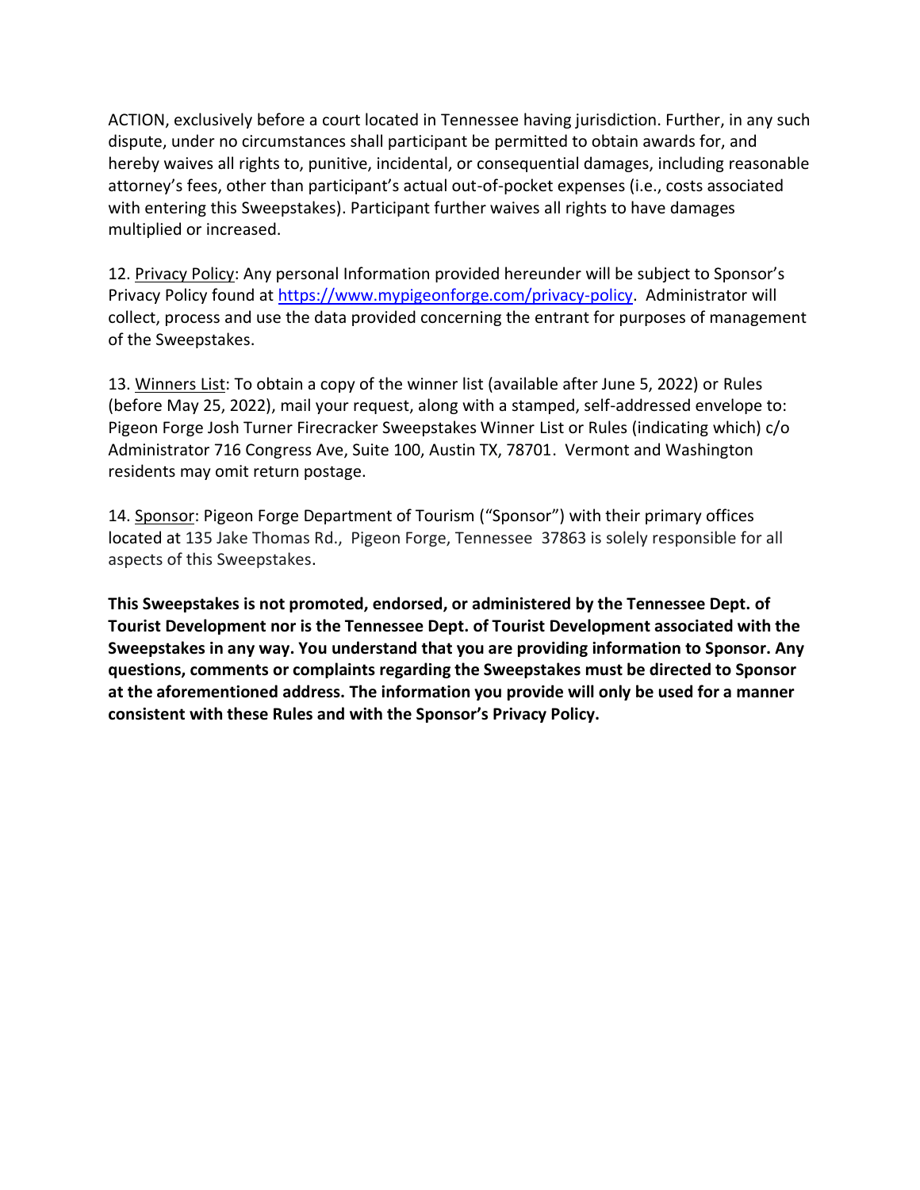ACTION, exclusively before a court located in Tennessee having jurisdiction. Further, in any such dispute, under no circumstances shall participant be permitted to obtain awards for, and hereby waives all rights to, punitive, incidental, or consequential damages, including reasonable attorney's fees, other than participant's actual out-of-pocket expenses (i.e., costs associated with entering this Sweepstakes). Participant further waives all rights to have damages multiplied or increased.

12. Privacy Policy: Any personal Information provided hereunder will be subject to Sponsor's Privacy Policy found at https://www.mypigeonforge.com/privacy-policy. Administrator will collect, process and use the data provided concerning the entrant for purposes of management of the Sweepstakes.

13. Winners List: To obtain a copy of the winner list (available after June 5, 2022) or Rules (before May 25, 2022), mail your request, along with a stamped, self-addressed envelope to: Pigeon Forge Josh Turner Firecracker Sweepstakes Winner List or Rules (indicating which) c/o Administrator 716 Congress Ave, Suite 100, Austin TX, 78701. Vermont and Washington residents may omit return postage.

14. Sponsor: Pigeon Forge Department of Tourism ("Sponsor") with their primary offices located at 135 Jake Thomas Rd., Pigeon Forge, Tennessee 37863 is solely responsible for all aspects of this Sweepstakes.

**This Sweepstakes is not promoted, endorsed, or administered by the Tennessee Dept. of Tourist Development nor is the Tennessee Dept. of Tourist Development associated with the Sweepstakes in any way. You understand that you are providing information to Sponsor. Any questions, comments or complaints regarding the Sweepstakes must be directed to Sponsor at the aforementioned address. The information you provide will only be used for a manner consistent with these Rules and with the Sponsor's Privacy Policy.**